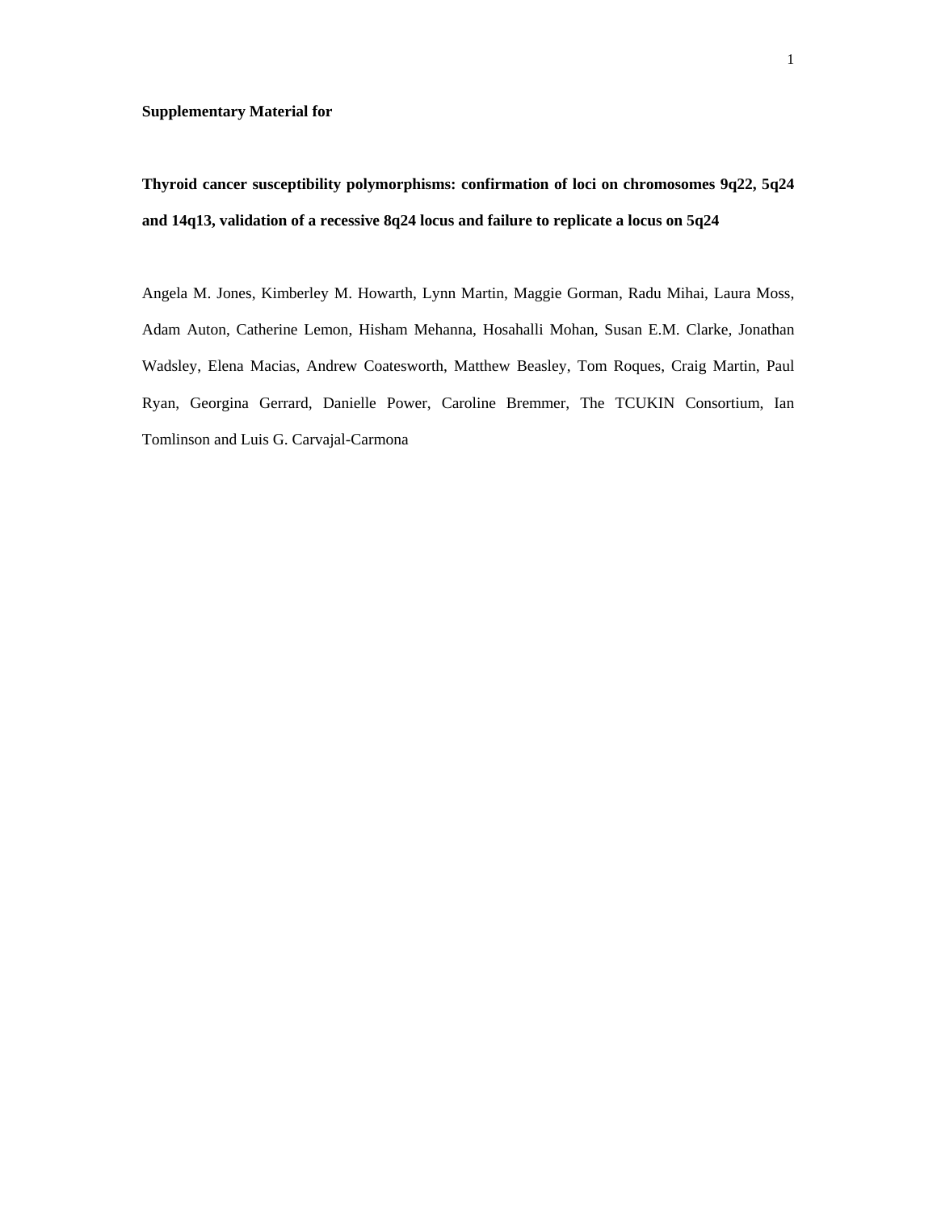**Supplementary Material for**

**Thyroid cancer susceptibility polymorphisms: confirmation of loci on chromosomes 9q22, 5q24 and 14q13, validation of a recessive 8q24 locus and failure to replicate a locus on 5q24**

Angela M. Jones, Kimberley M. Howarth, Lynn Martin, Maggie Gorman, Radu Mihai, Laura Moss, Adam Auton, Catherine Lemon, Hisham Mehanna, Hosahalli Mohan, Susan E.M. Clarke, Jonathan Wadsley, Elena Macias, Andrew Coatesworth, Matthew Beasley, Tom Roques, Craig Martin, Paul Ryan, Georgina Gerrard, Danielle Power, Caroline Bremmer, The TCUKIN Consortium, Ian Tomlinson and Luis G. Carvajal-Carmona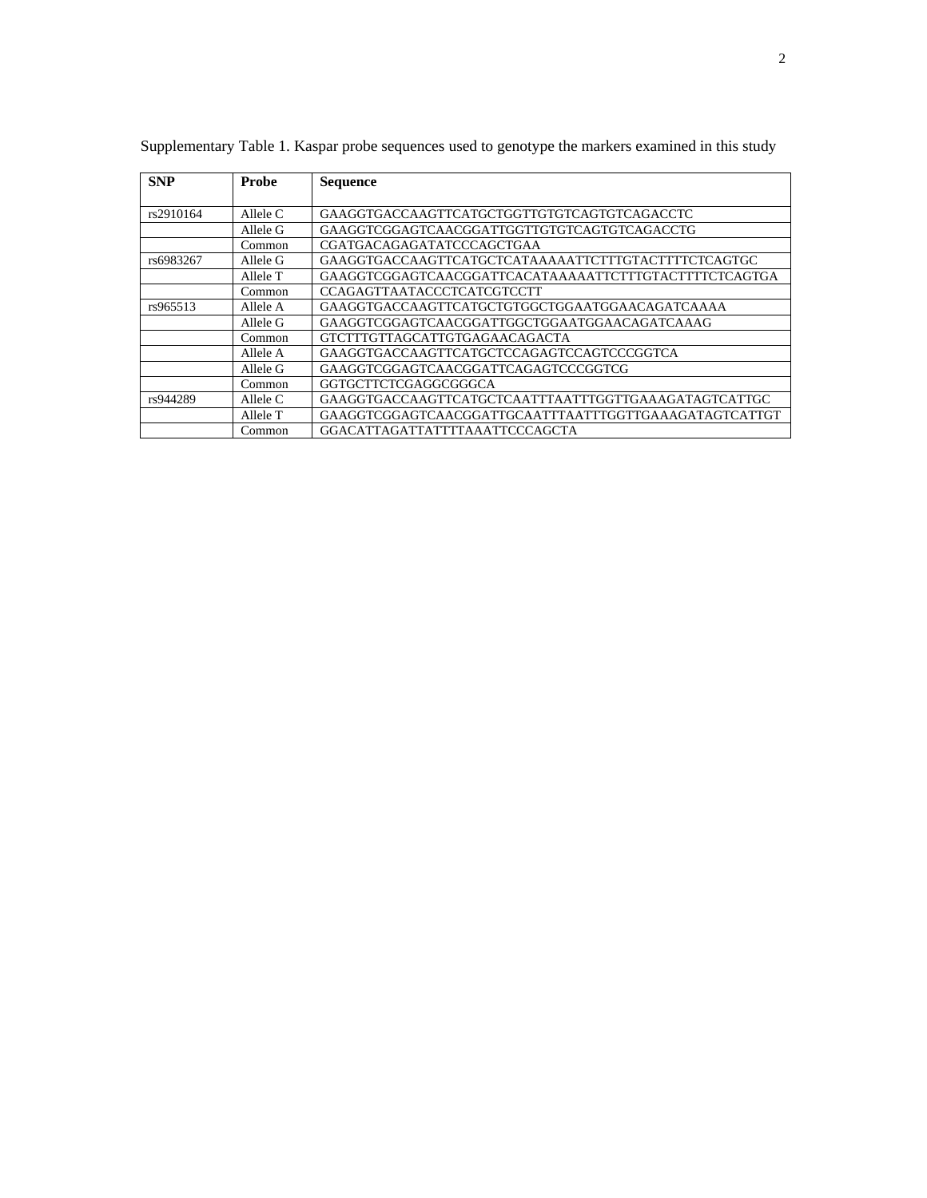Supplementary Table 1. Kaspar probe sequences used to genotype the markers examined in this study

| SNP | Probe | Sequence |
|---|---|---|
| rs2910164 | Allele C | GAAGGTGACCAAGTTCATGCTGGTTGTGTCAGTGTCAGACCTC |
| | Allele G | GAAGGTCGGAGTCAACGGATTGGTTGTGTCAGTGTCAGACCTG |
| | Common | CGATGACAGAGATATCCCAGCTGAA |
| rs6983267 | Allele G | GAAGGTGACCAAGTTCATGCTCATAAAAATTCTTTGTACTTTTCTCAGTGC |
| | Allele T | GAAGGTCGGAGTCAACGGATTCACATAAAAATTCTTTGTACTTTTCTCAGTGA |
| | Common | CCAGAGTTAATACCCTCATCGTCCTT |
| rs965513 | Allele A | GAAGGTGACCAAGTTCATGCTGTGGCTGGAATGGAACAGATCAAAA |
| | Allele G | GAAGGTCGGAGTCAACGGATTGGCTGGAATGGAACAGATCAAAG |
| | Common | GTCTTTGTTAGCATTGTGAGAACAGACTA |
| | Allele A | GAAGGTGACCAAGTTCATGCTCCAGAGTCCAGTCCCGGTCA |
| | Allele G | GAAGGTCGGAGTCAACGGATTCAGAGTCCCGGTCG |
| | Common | GGTGCTTCTCGAGGCGGGCA |
| rs944289 | Allele C | GAAGGTGACCAAGTTCATGCTCAATTTAATTTGGTTGAAAGATAGTCATTGC |
| | Allele T | GAAGGTCGGAGTCAACGGATTGCAATTTAATTTGGTTGAAAGATAGTCATTGT |
| | Common | GGACATTAGATTATTTTAAATTCCCAGCTA |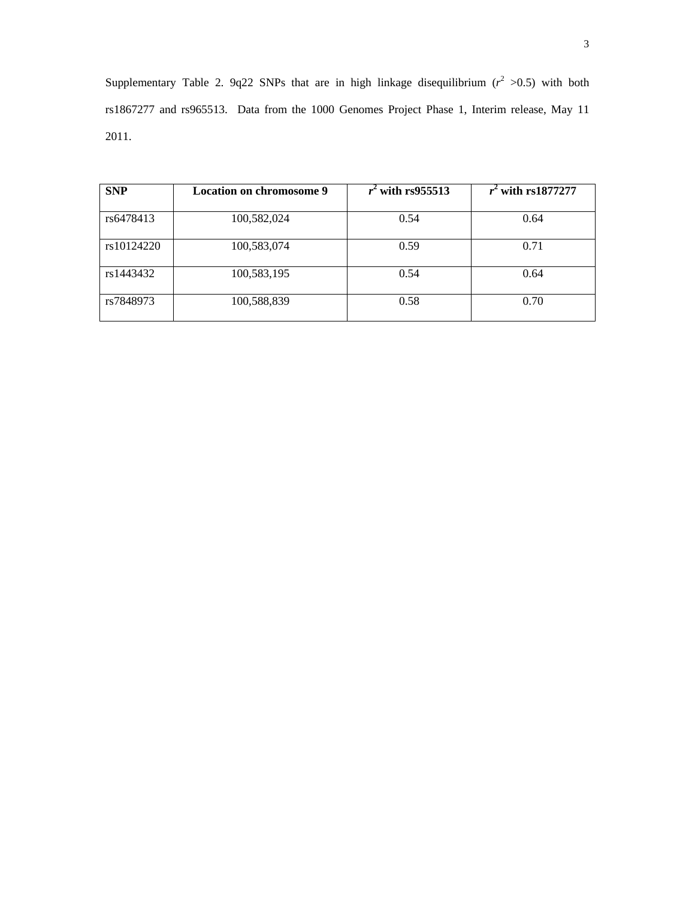Supplementary Table 2. 9q22 SNPs that are in high linkage disequilibrium ($r^2$ >0.5) with both rs1867277 and rs965513. Data from the 1000 Genomes Project Phase 1, Interim release, May 11 2011.

| **SNP** | **Location on chromosome 9** | ***r*$^2$ with rs955513** | ***r*$^2$ with rs1877277** |
|---|---|---|---|
| rs6478413 | 100,582,024 | 0.54 | 0.64 |
| rs10124220 | 100,583,074 | 0.59 | 0.71 |
| rs1443432 | 100,583,195 | 0.54 | 0.64 |
| rs7848973 | 100,588,839 | 0.58 | 0.70 |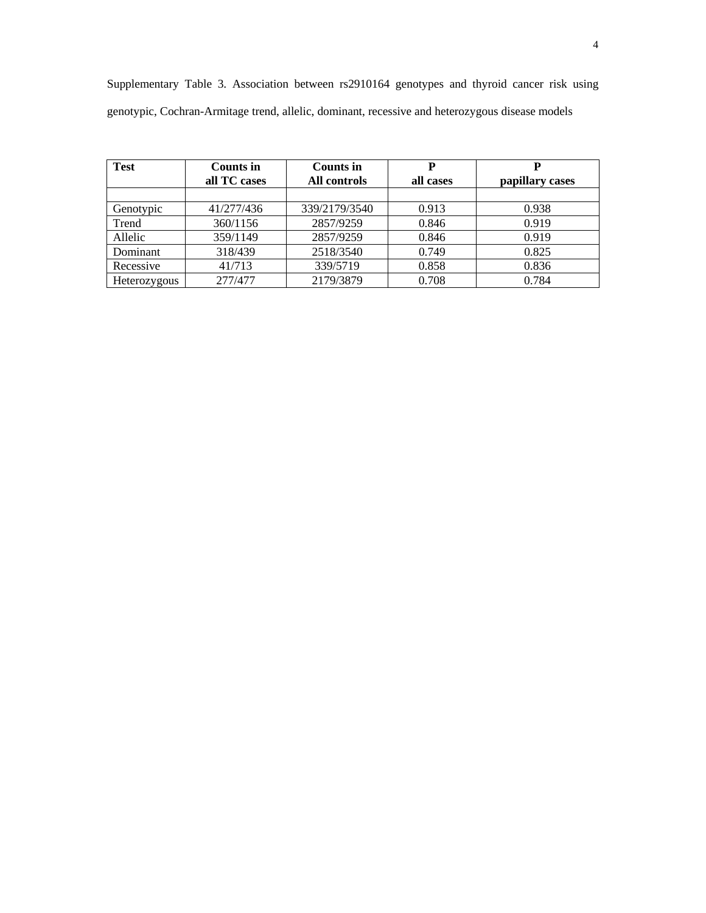Supplementary Table 3. Association between rs2910164 genotypes and thyroid cancer risk using genotypic, Cochran-Armitage trend, allelic, dominant, recessive and heterozygous disease models

| **Test** | **Counts in all TC cases** | **Counts in All controls** | **P all cases** | **P papillary cases** |
|---|---|---|---|---|
| | | | | |
| Genotypic | 41/277/436 | 339/2179/3540 | 0.913 | 0.938 |
| Trend | 360/1156 | 2857/9259 | 0.846 | 0.919 |
| Allelic | 359/1149 | 2857/9259 | 0.846 | 0.919 |
| Dominant | 318/439 | 2518/3540 | 0.749 | 0.825 |
| Recessive | 41/713 | 339/5719 | 0.858 | 0.836 |
| Heterozygous | 277/477 | 2179/3879 | 0.708 | 0.784 |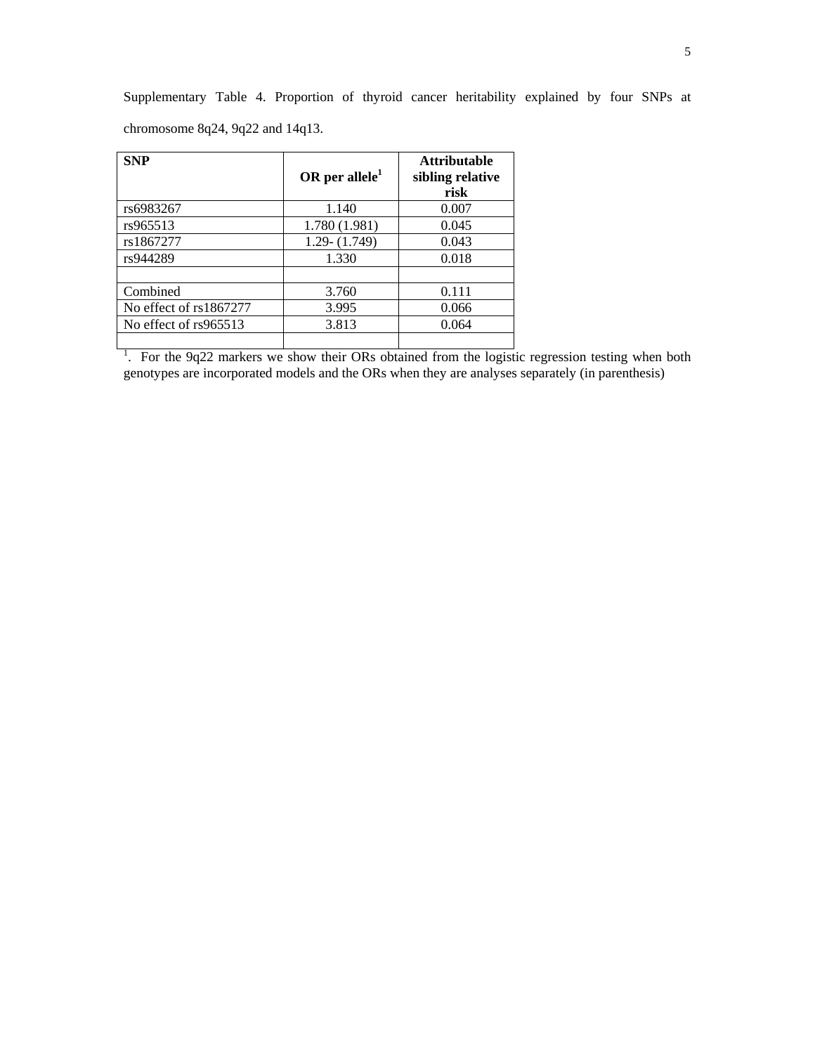Supplementary Table 4. Proportion of thyroid cancer heritability explained by four SNPs at chromosome 8q24, 9q22 and 14q13.

| SNP | OR per allele[1] | Attributable sibling relative risk |
|---|---|---|
| rs6983267 | 1.140 | 0.007 |
| rs965513 | 1.780 (1.981) | 0.045 |
| rs1867277 | 1.29- (1.749) | 0.043 |
| rs944289 | 1.330 | 0.018 |
| | | |
| Combined | 3.760 | 0.111 |
| No effect of rs1867277 | 3.995 | 0.066 |
| No effect of rs965513 | 3.813 | 0.064 |
| | | |

[1]. For the 9q22 markers we show their ORs obtained from the logistic regression testing when both genotypes are incorporated models and the ORs when they are analyses separately (in parenthesis)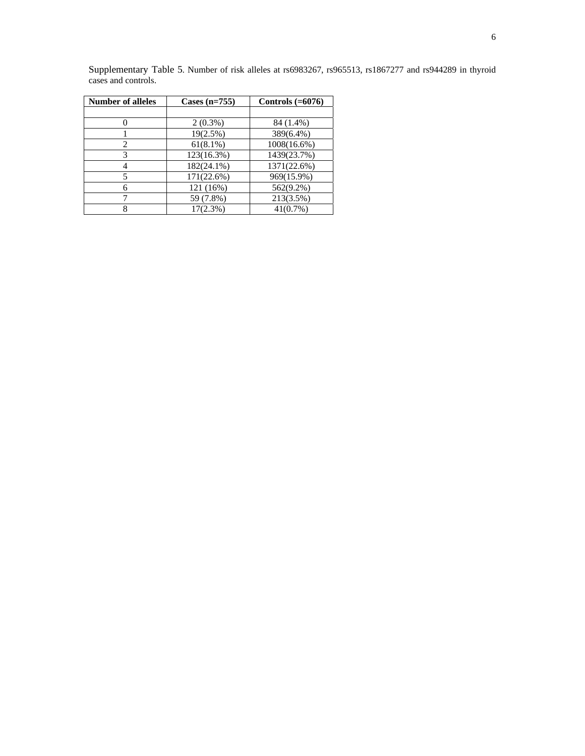Supplementary Table 5. Number of risk alleles at rs6983267, rs965513, rs1867277 and rs944289 in thyroid cases and controls.

| **Number of alleles** | **Cases (n=755)** | **Controls (=6076)** |
|---|---|---|
| | | |
| 0 | 2 (0.3%) | 84 (1.4%) |
| 1 | 19(2.5%) | 389(6.4%) |
| 2 | 61(8.1%) | 1008(16.6%) |
| 3 | 123(16.3%) | 1439(23.7%) |
| 4 | 182(24.1%) | 1371(22.6%) |
| 5 | 171(22.6%) | 969(15.9%) |
| 6 | 121 (16%) | 562(9.2%) |
| 7 | 59 (7.8%) | 213(3.5%) |
| 8 | 17(2.3%) | 41(0.7%) |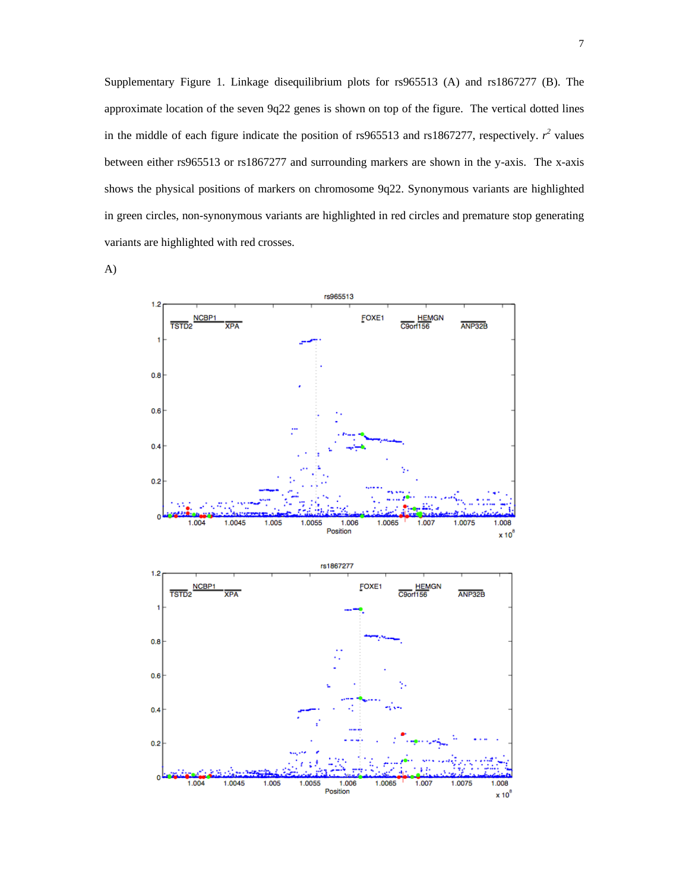Supplementary Figure 1. Linkage disequilibrium plots for rs965513 (A) and rs1867277 (B). The approximate location of the seven 9q22 genes is shown on top of the figure. The vertical dotted lines in the middle of each figure indicate the position of rs965513 and rs1867277, respectively. $r^2$ values between either rs965513 or rs1867277 and surrounding markers are shown in the y-axis. The x-axis shows the physical positions of markers on chromosome 9q22. Synonymous variants are highlighted in green circles, non-synonymous variants are highlighted in red circles and premature stop generating variants are highlighted with red crosses.

A)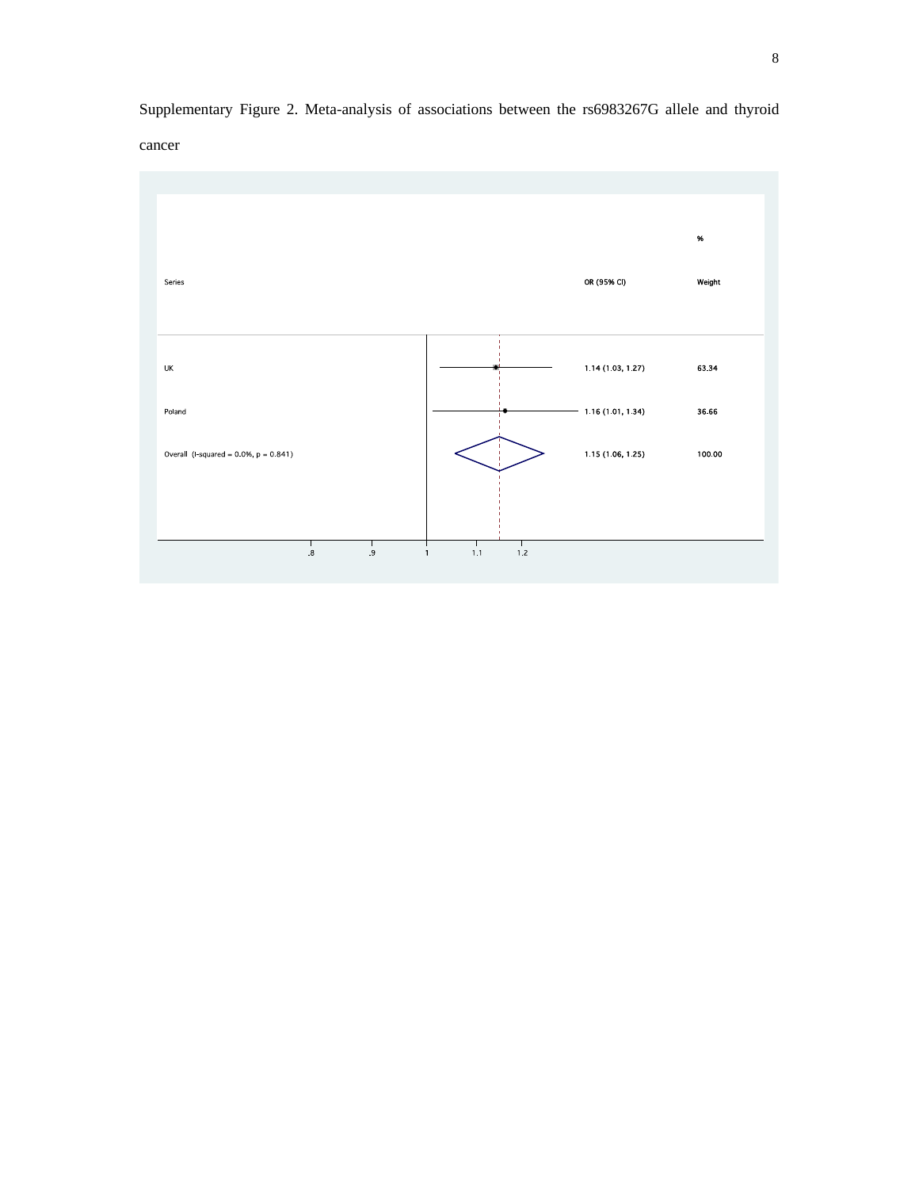Supplementary Figure 2. Meta-analysis of associations between the rs6983267G allele and thyroid cancer

Series

OR (95% CI)

%

Weight

UK

1.14 (1.03, 1.27)

63.34

Poland

1.16 (1.01, 1.34)

36.66

Overall (I-squared = 0.0%, p = 0.841)

1.15 (1.06, 1.25)

100.00

.8

.9

1

1.1

1.2